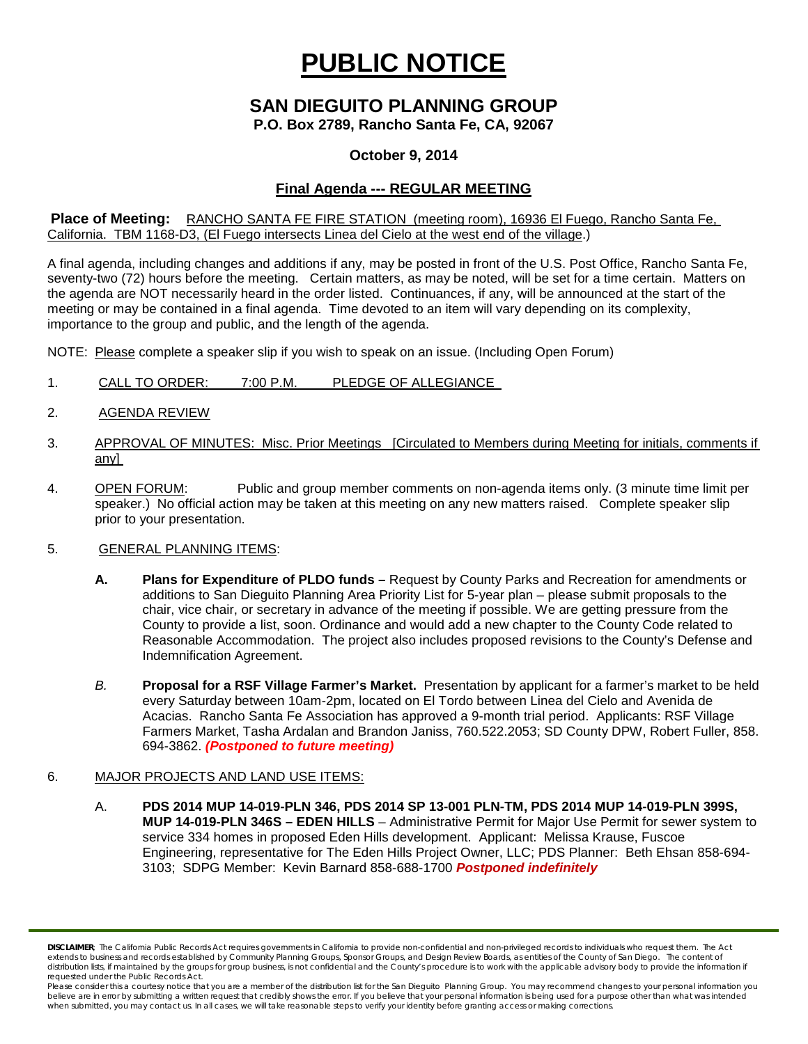# PUBLIC NOTICE

## SAN DIEGUITO PLANNING GROUP

**P.O. Box 2789, Rancho Santa Fe, CA, 92067**

**October 9, 2014**

**Final Agenda --- REGULAR MEETING**

**Place of Meeting:** RANCHO SANTA FE FIRE STATION (meeting room), 16936 El Fuego, Rancho Santa Fe, California. TBM 1168-D3, (El Fuego intersects Linea del Cielo at the west end of the village.)

A final agenda, including changes and additions if any, may be posted in front of the U.S. Post Office, Rancho Santa Fe, seventy-two (72) hours before the meeting. Certain matters, as may be noted, will be set for a time certain. Matters on the agenda are NOT necessarily heard in the order listed. Continuances, if any, will be announced at the start of the meeting or may be contained in a final agenda. Time devoted to an item will vary depending on its complexity, importance to the group and public, and the length of the agenda.

NOTE: Please complete a speaker slip if you wish to speak on an issue. (Including Open Forum)

1. CALL TO ORDER: 7:00 P.M. PLEDGE OF ALLEGIANCE

2. AGENDA REVIEW

3. APPROVAL OF MINUTES: Misc. Prior Meetings [Circulated to Members during Meeting for initials, comments if any]

4. OPEN FORUM: Public and group member comments on non-agenda items only. (3 minute time limit per speaker.) No official action may be taken at this meeting on any new matters raised. Complete speaker slip prior to your presentation.

5. GENERAL PLANNING ITEMS:

   **A. Plans for Expenditure of PLDO funds –** Request by County Parks and Recreation for amendments or additions to San Dieguito Planning Area Priority List for 5-year plan – please submit proposals to the chair, vice chair, or secretary in advance of the meeting if possible. We are getting pressure from the County to provide a list, soon. Ordinance and would add a new chapter to the County Code related to Reasonable Accommodation. The project also includes proposed revisions to the County's Defense and Indemnification Agreement.

   *B.* **Proposal for a RSF Village Farmer's Market.** Presentation by applicant for a farmer's market to be held every Saturday between 10am-2pm, located on El Tordo between Linea del Cielo and Avenida de Acacias. Rancho Santa Fe Association has approved a 9-month trial period. Applicants: RSF Village Farmers Market, Tasha Ardalan and Brandon Janiss, 760.522.2053; SD County DPW, Robert Fuller, 858. 694-3862. ***(Postponed to future meeting)***

6. MAJOR PROJECTS AND LAND USE ITEMS:

   A. **PDS 2014 MUP 14-019-PLN 346, PDS 2014 SP 13-001 PLN-TM, PDS 2014 MUP 14-019-PLN 399S, MUP 14-019-PLN 346S – EDEN HILLS** – Administrative Permit for Major Use Permit for sewer system to service 334 homes in proposed Eden Hills development. Applicant: Melissa Krause, Fuscoe Engineering, representative for The Eden Hills Project Owner, LLC; PDS Planner: Beth Ehsan 858-694-3103; SDPG Member: Kevin Barnard 858-688-1700 ***Postponed indefinitely***

**DISCLAIMER;** The California Public Records Act requires governments in California to provide non-confidential and non-privileged records to individuals who request them. The Act extends to business and records established by Community Planning Groups, Sponsor Groups, and Design Review Boards, as entities of the County of San Diego. The content of distribution lists, if maintained by the groups for group business, is not confidential and the County's procedure is to work with the applicable advisory body to provide the information if requested under the Public Records Act.
Please consider this a courtesy notice that you are a member of the distribution list for the San Dieguito Planning Group. You may recommend changes to your personal information you believe are in error by submitting a written request that credibly shows the error. If you believe that your personal information is being used for a purpose other than what was intended when submitted, you may contact us. In all cases, we will take reasonable steps to verify your identity before granting access or making corrections.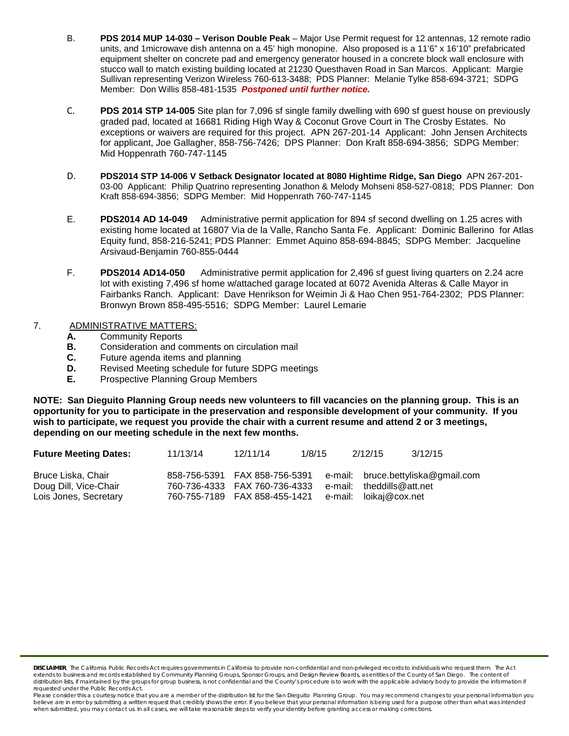B. **PDS 2014 MUP 14-030 – Verison Double Peak** – Major Use Permit request for 12 antennas, 12 remote radio units, and 1microwave dish antenna on a 45' high monopine. Also proposed is a 11'6" x 16'10" prefabricated equipment shelter on concrete pad and emergency generator housed in a concrete block wall enclosure with stucco wall to match existing building located at 21230 Questhaven Road in San Marcos. Applicant: Margie Sullivan representing Verizon Wireless 760-613-3488; PDS Planner: Melanie Tylke 858-694-3721; SDPG Member: Don Willis 858-481-1535 ***Postponed until further notice.***

C. **PDS 2014 STP 14-005** Site plan for 7,096 sf single family dwelling with 690 sf guest house on previously graded pad, located at 16681 Riding High Way & Coconut Grove Court in The Crosby Estates. No exceptions or waivers are required for this project. APN 267-201-14 Applicant: John Jensen Architects for applicant, Joe Gallagher, 858-756-7426; DPS Planner: Don Kraft 858-694-3856; SDPG Member: Mid Hoppenrath 760-747-1145

D. **PDS2014 STP 14-006 V Setback Designator located at 8080 Hightime Ridge, San Diego** APN 267-201-03-00 Applicant: Philip Quatrino representing Jonathon & Melody Mohseni 858-527-0818; PDS Planner: Don Kraft 858-694-3856; SDPG Member: Mid Hoppenrath 760-747-1145

E. **PDS2014 AD 14-049** Administrative permit application for 894 sf second dwelling on 1.25 acres with existing home located at 16807 Via de la Valle, Rancho Santa Fe. Applicant: Dominic Ballerino for Atlas Equity fund, 858-216-5241; PDS Planner: Emmet Aquino 858-694-8845; SDPG Member: Jacqueline Arsivaud-Benjamin 760-855-0444

F. **PDS2014 AD14-050** Administrative permit application for 2,496 sf guest living quarters on 2.24 acre lot with existing 7,496 sf home w/attached garage located at 6072 Avenida Alteras & Calle Mayor in Fairbanks Ranch. Applicant: Dave Henrikson for Weimin Ji & Hao Chen 951-764-2302; PDS Planner: Bronwyn Brown 858-495-5516; SDPG Member: Laurel Lemarie

7. ADMINISTRATIVE MATTERS:
   - **A.** Community Reports
   - **B.** Consideration and comments on circulation mail
   - **C.** Future agenda items and planning
   - **D.** Revised Meeting schedule for future SDPG meetings
   - **E.** Prospective Planning Group Members

**NOTE: San Dieguito Planning Group needs new volunteers to fill vacancies on the planning group. This is an opportunity for you to participate in the preservation and responsible development of your community. If you wish to participate, we request you provide the chair with a current resume and attend 2 or 3 meetings, depending on our meeting schedule in the next few months.**

**Future Meeting Dates:** 11/13/14 12/11/14 1/8/15 2/12/15 3/12/15

| | | | |
|---|---|---|---|
| Bruce Liska, Chair | 858-756-5391 | FAX 858-756-5391 | e-mail: bruce.bettyliska@gmail.com |
| Doug Dill, Vice-Chair | 760-736-4333 | FAX 760-736-4333 | e-mail: theddills@att.net |
| Lois Jones, Secretary | 760-755-7189 | FAX 858-455-1421 | e-mail: loikaj@cox.net |

**DISCLAIMER**: The California Public Records Act requires governments in California to provide non-confidential and non-privileged records to individuals who request them. The Act extends to business and records established by Community Planning Groups, Sponsor Groups, and Design Review Boards, as entities of the County of San Diego. The content of distribution lists, if maintained by the groups for group business, is not confidential and the County's procedure is to work with the applicable advisory body to provide the information if requested under the Public Records Act.
Please consider this a courtesy notice that you are a member of the distribution list for the San Dieguito Planning Group. You may recommend changes to your personal information you believe are in error by submitting a written request that credibly shows the error. If you believe that your personal information is being used for a purpose other than what was intended when submitted, you may contact us. In all cases, we will take reasonable steps to verify your identity before granting access or making corrections.